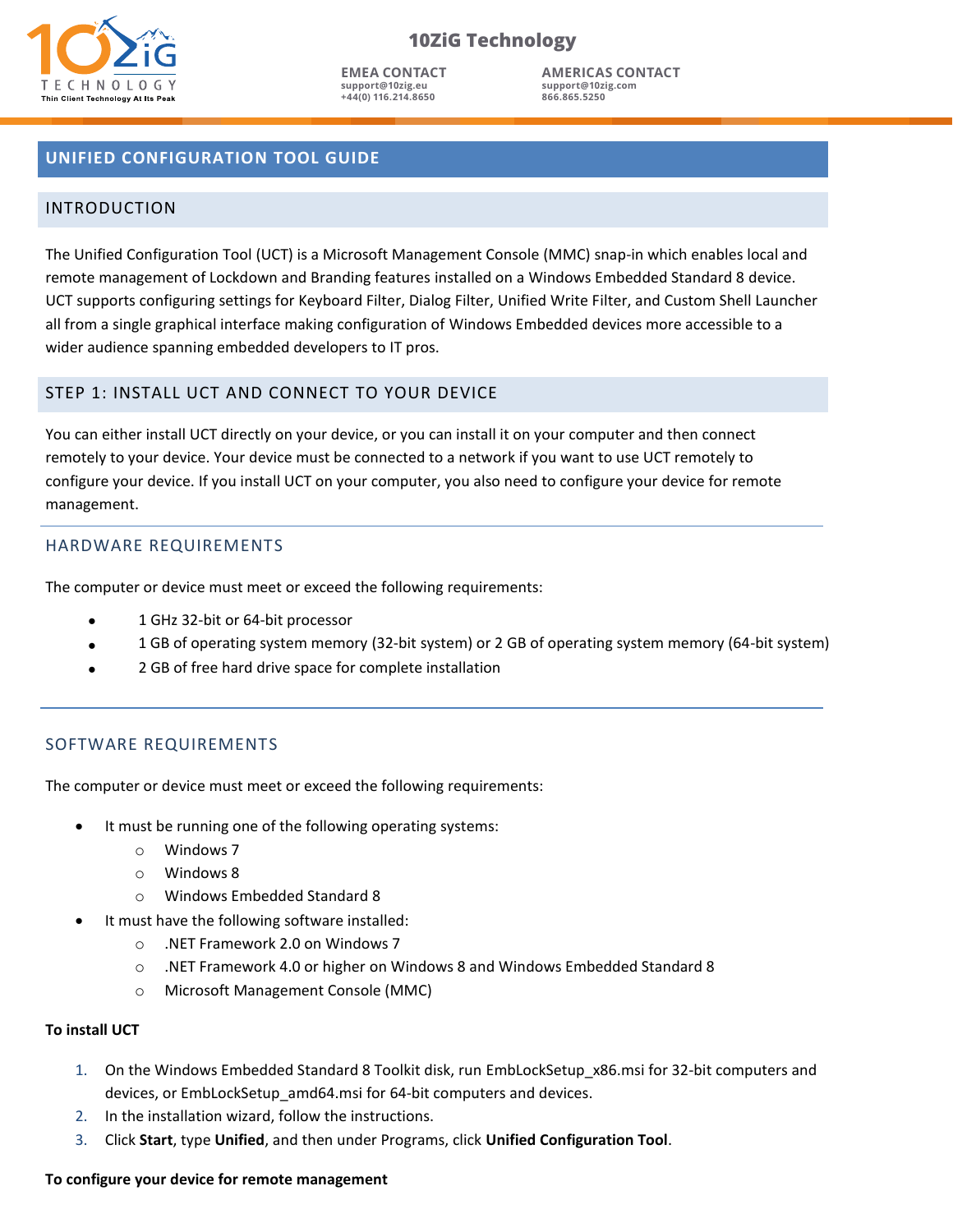# UNIFIED CONFIGURATION TOOL GUIDE

## INTRODUCTION

The Unified Configuration Tool (UCT) is a Microsoft Management Console (MMC) snap-in which enables local and remote management of Lockdown and Branding features installed on a Windows Embedded Standard 8 device. UCT supports configuring settings for Keyboard Filter, Dialog Filter, Unified Write Filter, and Custom Shell Launcher all from a single graphical interface making configuration of Windows Embedded devices more accessible to a wider audience spanning embedded developers to IT pros.

## STEP 1: INSTALL UCT AND CONNECT TO YOUR DEVICE

You can either install UCT directly on your device, or you can install it on your computer and then connect remotely to your device. Your device must be connected to a network if you want to use UCT remotely to configure your device. If you install UCT on your computer, you also need to configure your device for remote management.

### HARDWARE REQUIREMENTS

The computer or device must meet or exceed the following requirements:

- 1 GHz 32-bit or 64-bit processor
- 1 GB of operating system memory (32-bit system) or 2 GB of operating system memory (64-bit system)
- 2 GB of free hard drive space for complete installation

### SOFTWARE REQUIREMENTS

The computer or device must meet or exceed the following requirements:

- It must be running one of the following operating systems:
  - Windows 7
  - Windows 8
  - Windows Embedded Standard 8
- It must have the following software installed:
  - .NET Framework 2.0 on Windows 7
  - .NET Framework 4.0 or higher on Windows 8 and Windows Embedded Standard 8
  - Microsoft Management Console (MMC)

**To install UCT**

1. On the Windows Embedded Standard 8 Toolkit disk, run EmbLockSetup_x86.msi for 32-bit computers and devices, or EmbLockSetup_amd64.msi for 64-bit computers and devices.
2. In the installation wizard, follow the instructions.
3. Click **Start**, type **Unified**, and then under Programs, click **Unified Configuration Tool**.

**To configure your device for remote management**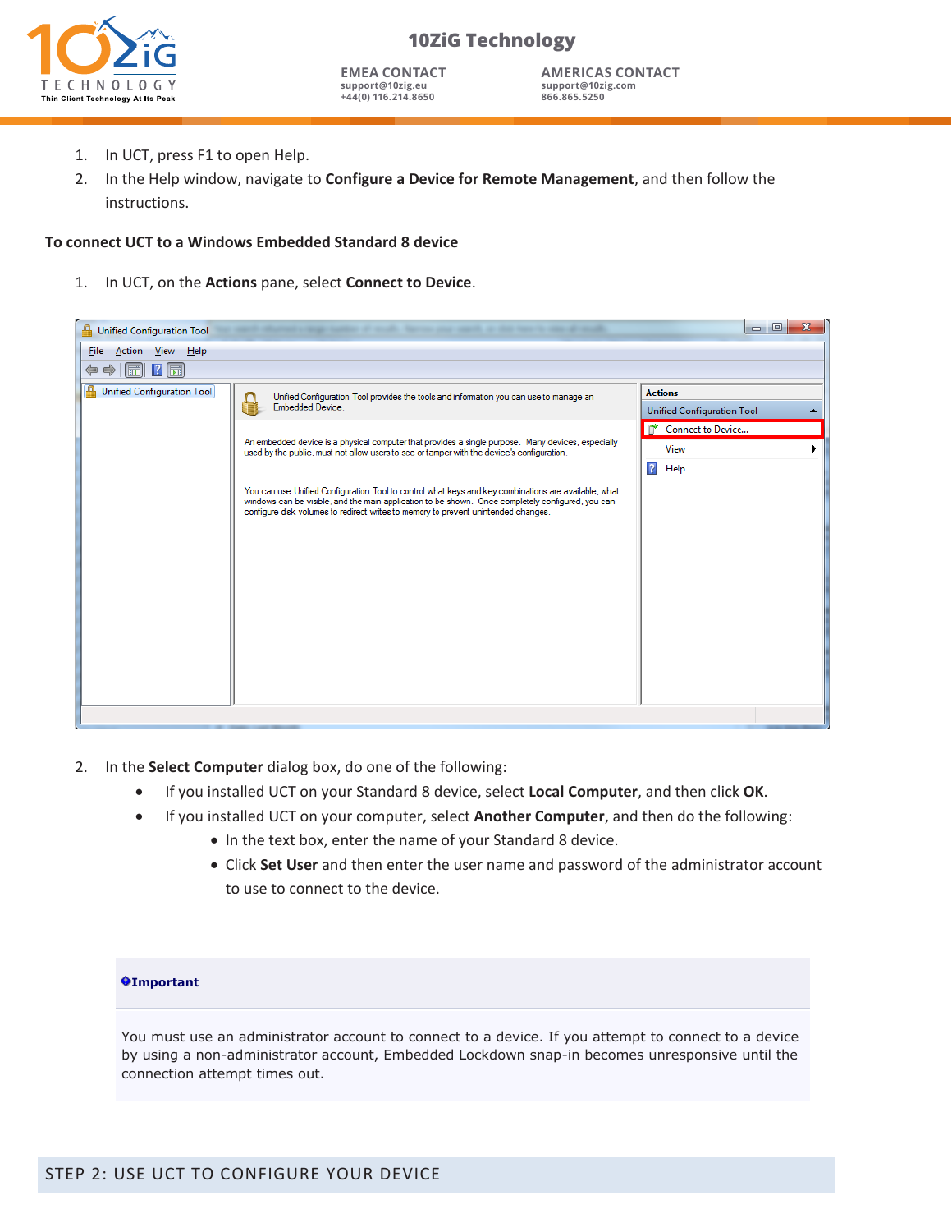1. In UCT, press F1 to open Help.
2. In the Help window, navigate to **Configure a Device for Remote Management**, and then follow the instructions.

**To connect UCT to a Windows Embedded Standard 8 device**

1. In UCT, on the **Actions** pane, select **Connect to Device**.

2. In the **Select Computer** dialog box, do one of the following:
   - If you installed UCT on your Standard 8 device, select **Local Computer**, and then click **OK**.
   - If you installed UCT on your computer, select **Another Computer**, and then do the following:
     - In the text box, enter the name of your Standard 8 device.
     - Click **Set User** and then enter the user name and password of the administrator account to use to connect to the device.

> **Important**
>
> You must use an administrator account to connect to a device. If you attempt to connect to a device by using a non-administrator account, Embedded Lockdown snap-in becomes unresponsive until the connection attempt times out.

## STEP 2: USE UCT TO CONFIGURE YOUR DEVICE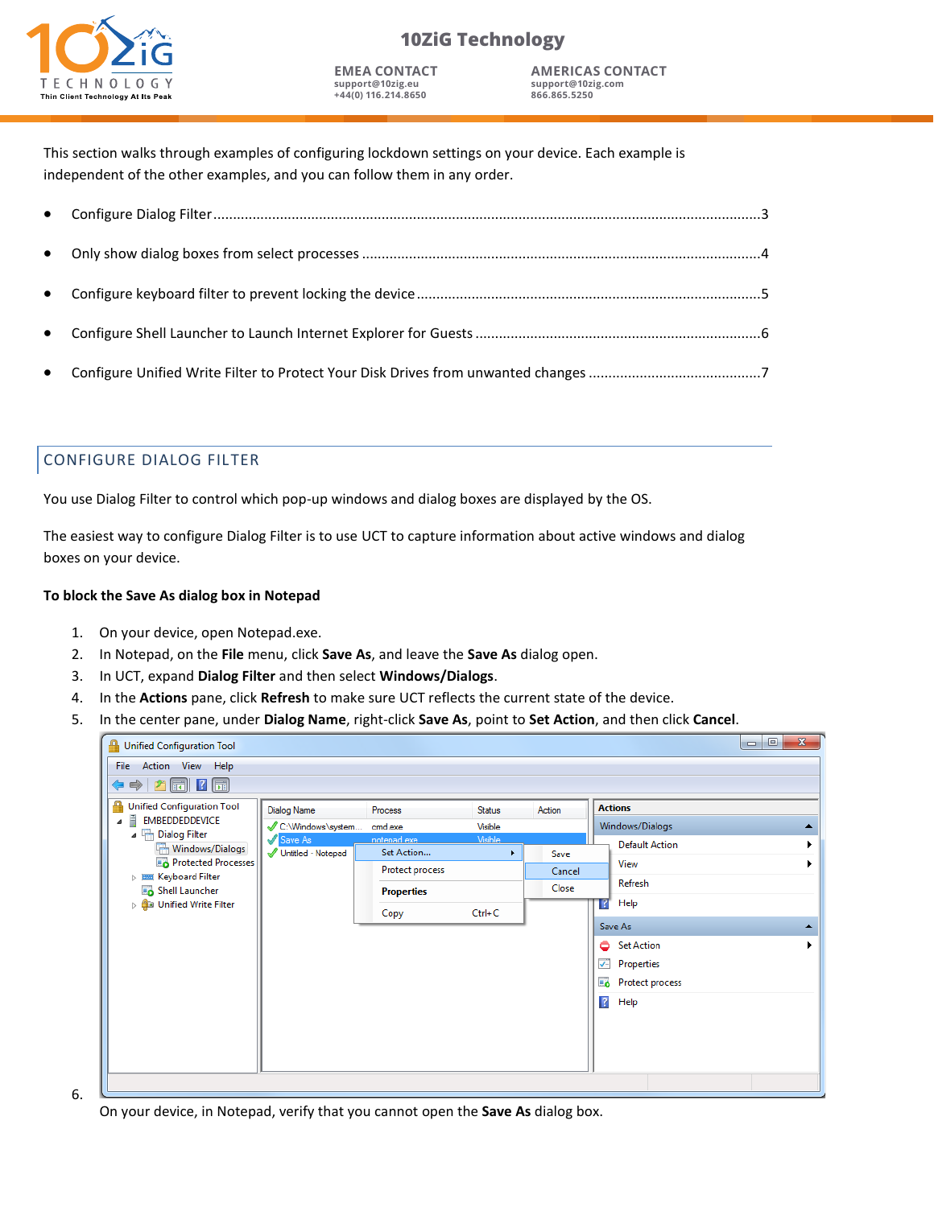This section walks through examples of configuring lockdown settings on your device. Each example is independent of the other examples, and you can follow them in any order.

- Configure Dialog Filter ........................................................................................................................................3
- Only show dialog boxes from select processes ....................................................................................................4
- Configure keyboard filter to prevent locking the device ......................................................................................5
- Configure Shell Launcher to Launch Internet Explorer for Guests .......................................................................6
- Configure Unified Write Filter to Protect Your Disk Drives from unwanted changes ...........................................7

## CONFIGURE DIALOG FILTER

You use Dialog Filter to control which pop-up windows and dialog boxes are displayed by the OS.

The easiest way to configure Dialog Filter is to use UCT to capture information about active windows and dialog boxes on your device.

**To block the Save As dialog box in Notepad**

1. On your device, open Notepad.exe.
2. In Notepad, on the **File** menu, click **Save As**, and leave the **Save As** dialog open.
3. In UCT, expand **Dialog Filter** and then select **Windows/Dialogs**.
4. In the **Actions** pane, click **Refresh** to make sure UCT reflects the current state of the device.
5. In the center pane, under **Dialog Name**, right-click **Save As**, point to **Set Action**, and then click **Cancel**.
6. On your device, in Notepad, verify that you cannot open the **Save As** dialog box.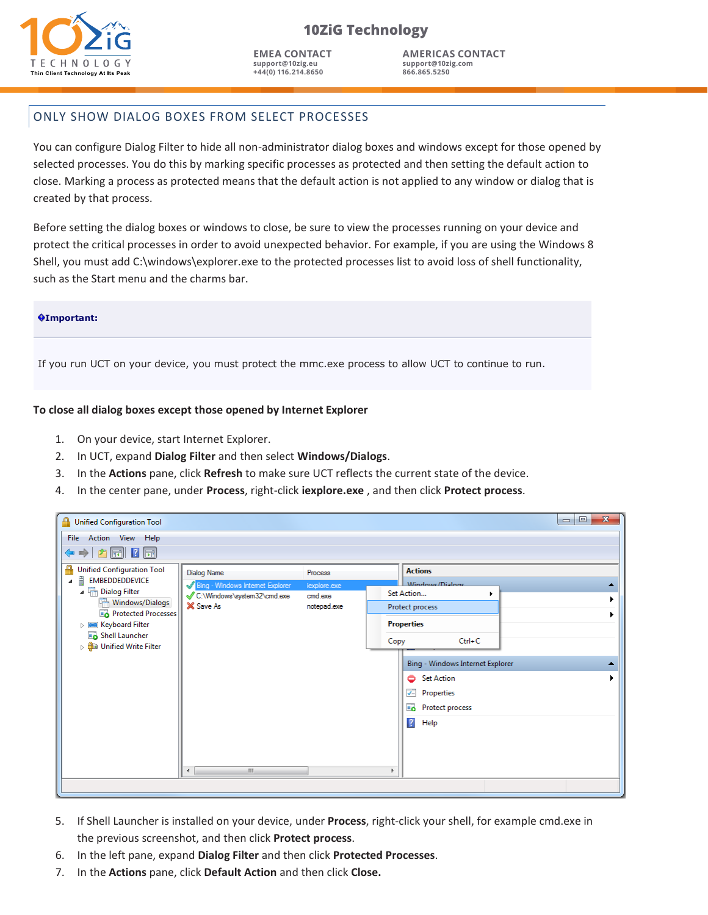## ONLY SHOW DIALOG BOXES FROM SELECT PROCESSES

You can configure Dialog Filter to hide all non-administrator dialog boxes and windows except for those opened by selected processes. You do this by marking specific processes as protected and then setting the default action to close. Marking a process as protected means that the default action is not applied to any window or dialog that is created by that process.

Before setting the dialog boxes or windows to close, be sure to view the processes running on your device and protect the critical processes in order to avoid unexpected behavior. For example, if you are using the Windows 8 Shell, you must add C:\windows\explorer.exe to the protected processes list to avoid loss of shell functionality, such as the Start menu and the charms bar.

**Important:**

If you run UCT on your device, you must protect the mmc.exe process to allow UCT to continue to run.

**To close all dialog boxes except those opened by Internet Explorer**

1. On your device, start Internet Explorer.
2. In UCT, expand **Dialog Filter** and then select **Windows/Dialogs**.
3. In the **Actions** pane, click **Refresh** to make sure UCT reflects the current state of the device.
4. In the center pane, under **Process**, right-click **iexplore.exe** , and then click **Protect process**.
5. If Shell Launcher is installed on your device, under **Process**, right-click your shell, for example cmd.exe in the previous screenshot, and then click **Protect process**.
6. In the left pane, expand **Dialog Filter** and then click **Protected Processes**.
7. In the **Actions** pane, click **Default Action** and then click **Close.**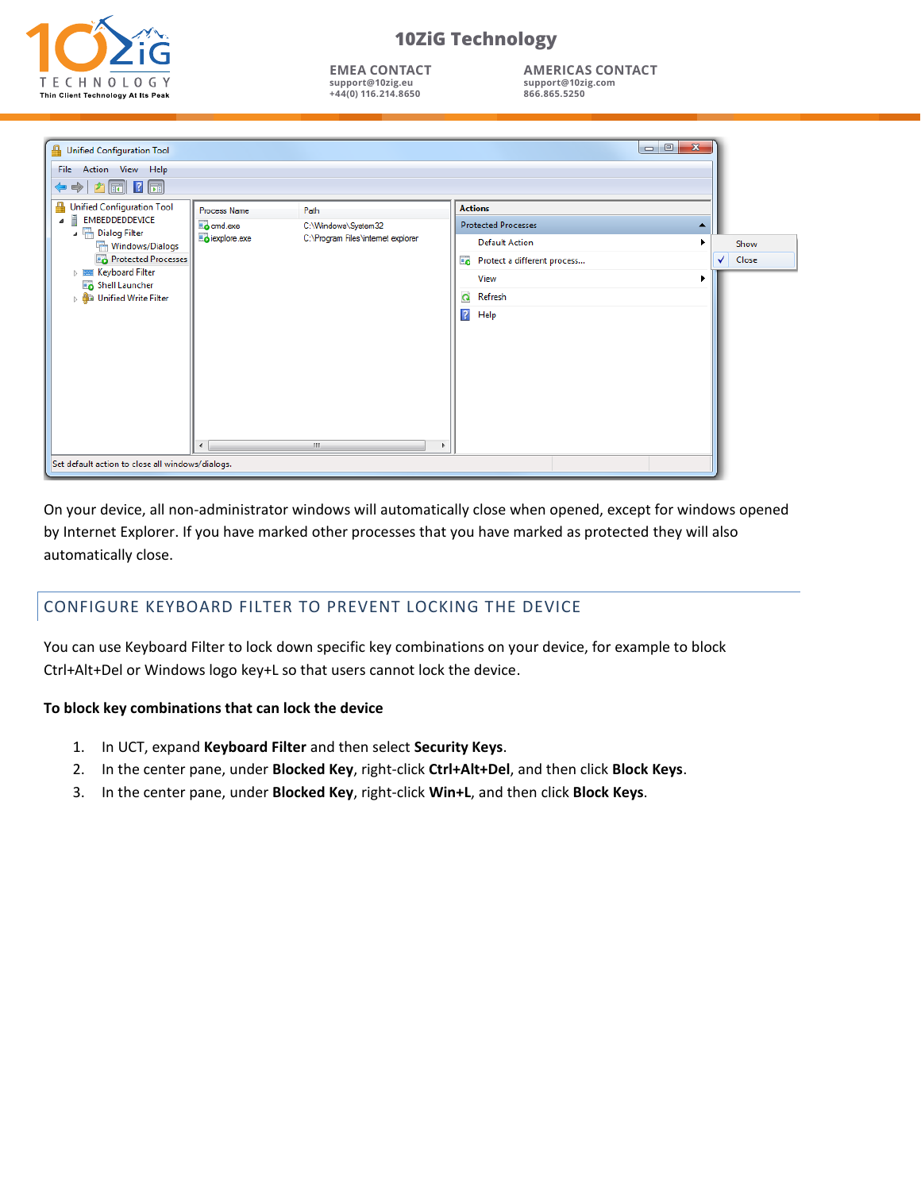On your device, all non-administrator windows will automatically close when opened, except for windows opened by Internet Explorer. If you have marked other processes that you have marked as protected they will also automatically close.

## CONFIGURE KEYBOARD FILTER TO PREVENT LOCKING THE DEVICE

You can use Keyboard Filter to lock down specific key combinations on your device, for example to block Ctrl+Alt+Del or Windows logo key+L so that users cannot lock the device.

**To block key combinations that can lock the device**

1. In UCT, expand **Keyboard Filter** and then select **Security Keys**.
2. In the center pane, under **Blocked Key**, right-click **Ctrl+Alt+Del**, and then click **Block Keys**.
3. In the center pane, under **Blocked Key**, right-click **Win+L**, and then click **Block Keys**.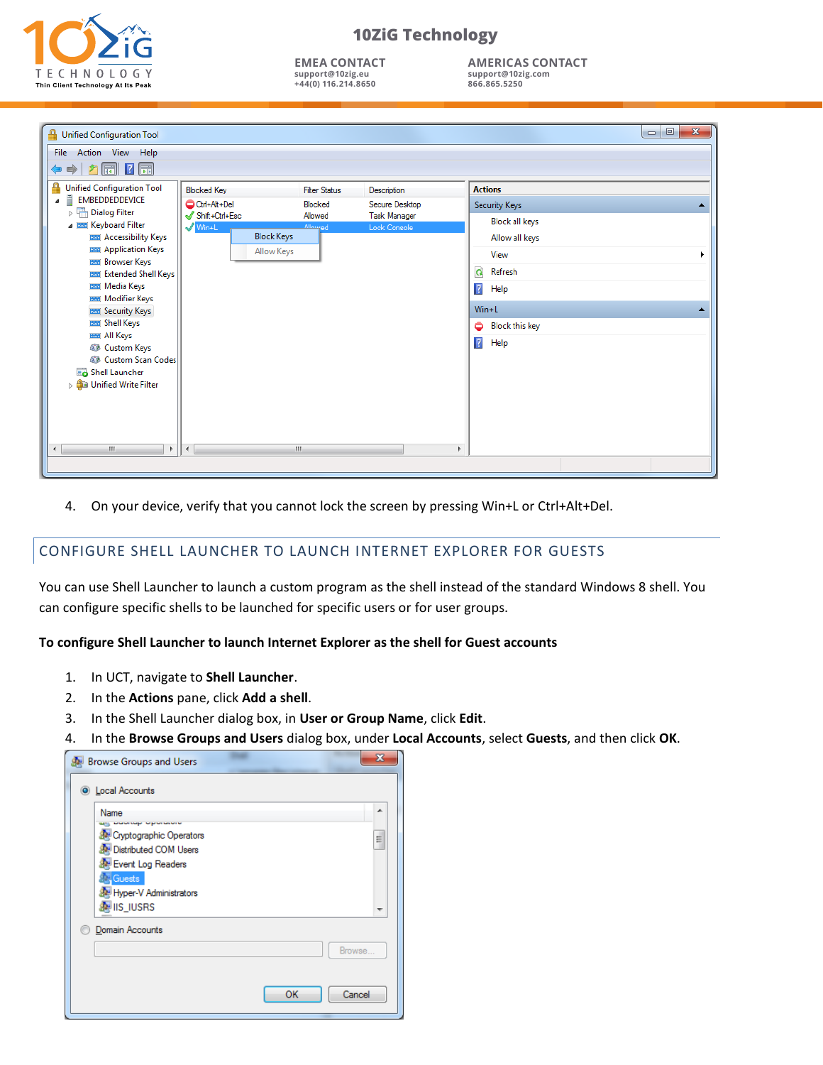4. On your device, verify that you cannot lock the screen by pressing Win+L or Ctrl+Alt+Del.

## CONFIGURE SHELL LAUNCHER TO LAUNCH INTERNET EXPLORER FOR GUESTS

You can use Shell Launcher to launch a custom program as the shell instead of the standard Windows 8 shell. You can configure specific shells to be launched for specific users or for user groups.

**To configure Shell Launcher to launch Internet Explorer as the shell for Guest accounts**

1. In UCT, navigate to **Shell Launcher**.
2. In the **Actions** pane, click **Add a shell**.
3. In the Shell Launcher dialog box, in **User or Group Name**, click **Edit**.
4. In the **Browse Groups and Users** dialog box, under **Local Accounts**, select **Guests**, and then click **OK**.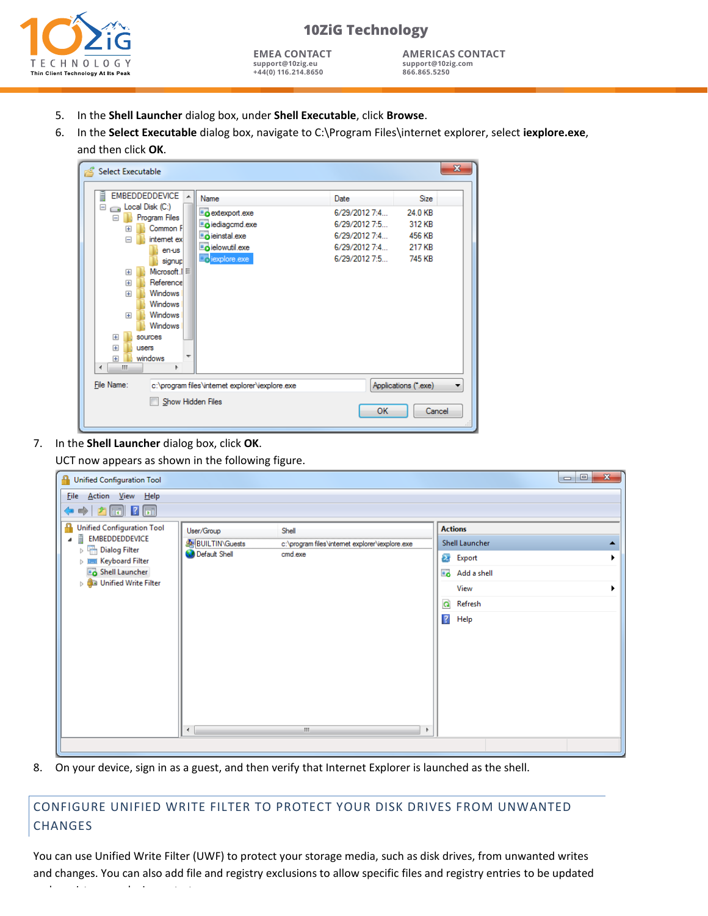5. In the **Shell Launcher** dialog box, under **Shell Executable**, click **Browse**.
6. In the **Select Executable** dialog box, navigate to C:\Program Files\internet explorer, select **iexplore.exe**, and then click **OK**.

7. In the **Shell Launcher** dialog box, click **OK**.

   UCT now appears as shown in the following figure.

8. On your device, sign in as a guest, and then verify that Internet Explorer is launched as the shell.

## CONFIGURE UNIFIED WRITE FILTER TO PROTECT YOUR DISK DRIVES FROM UNWANTED CHANGES

You can use Unified Write Filter (UWF) to protect your storage media, such as disk drives, from unwanted writes and changes. You can also add file and registry exclusions to allow specific files and registry entries to be updated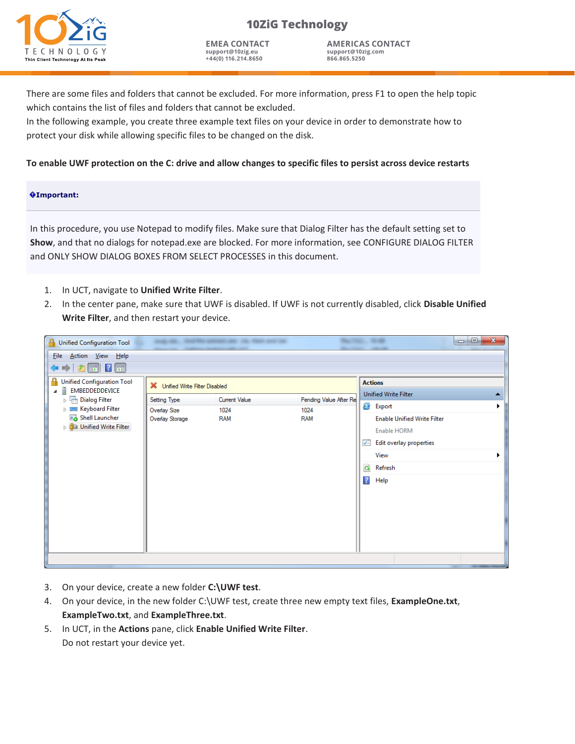There are some files and folders that cannot be excluded. For more information, press F1 to open the help topic which contains the list of files and folders that cannot be excluded.
In the following example, you create three example text files on your device in order to demonstrate how to protect your disk while allowing specific files to be changed on the disk.

**To enable UWF protection on the C: drive and allow changes to specific files to persist across device restarts**

**�Important:**

In this procedure, you use Notepad to modify files. Make sure that Dialog Filter has the default setting set to **Show**, and that no dialogs for notepad.exe are blocked. For more information, see CONFIGURE DIALOG FILTER and ONLY SHOW DIALOG BOXES FROM SELECT PROCESSES in this document.

1. In UCT, navigate to **Unified Write Filter**.
2. In the center pane, make sure that UWF is disabled. If UWF is not currently disabled, click **Disable Unified Write Filter**, and then restart your device.
3. On your device, create a new folder **C:\UWF test**.
4. On your device, in the new folder C:\UWF test, create three new empty text files, **ExampleOne.txt**, **ExampleTwo.txt**, and **ExampleThree.txt**.
5. In UCT, in the **Actions** pane, click **Enable Unified Write Filter**.
   Do not restart your device yet.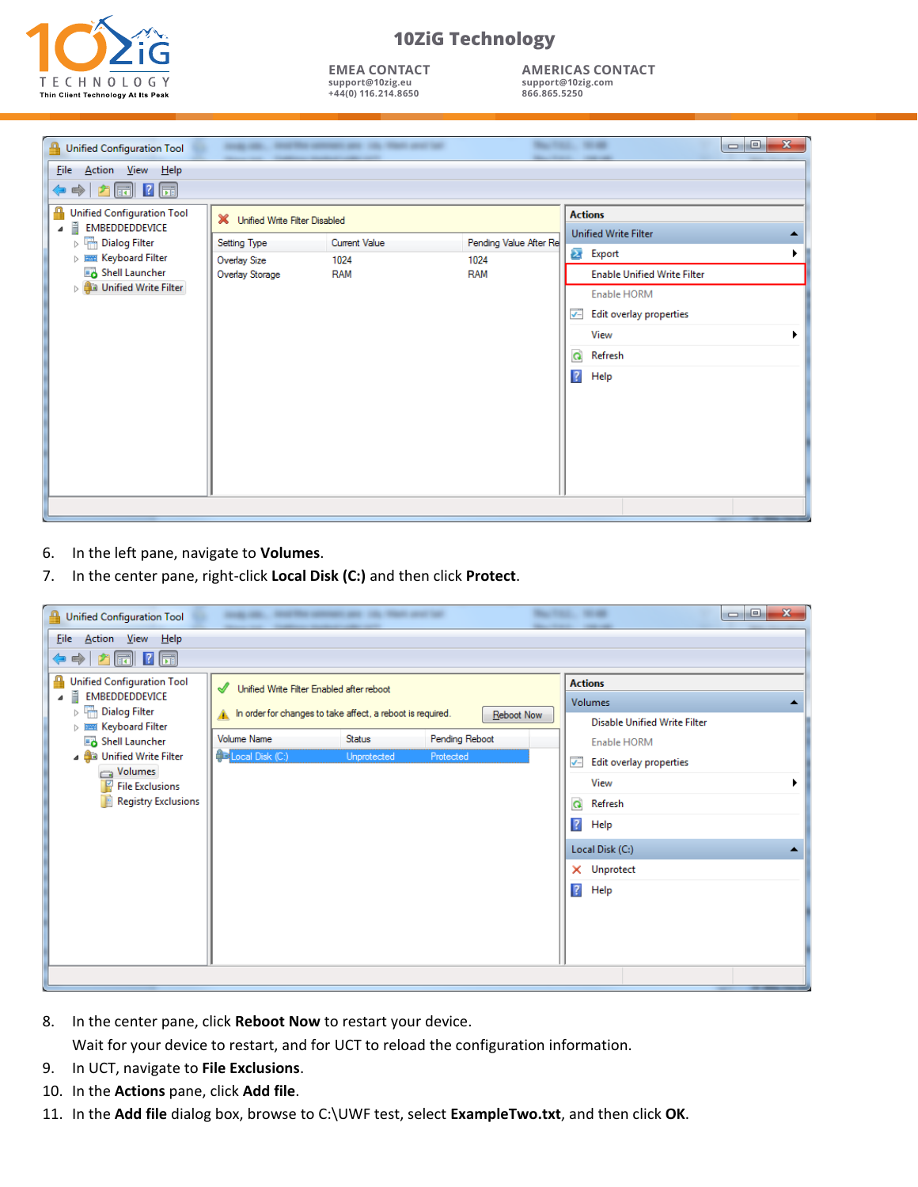6. In the left pane, navigate to **Volumes**.
7. In the center pane, right-click **Local Disk (C:)** and then click **Protect**.

8. In the center pane, click **Reboot Now** to restart your device.
   Wait for your device to restart, and for UCT to reload the configuration information.
9. In UCT, navigate to **File Exclusions**.
10. In the **Actions** pane, click **Add file**.
11. In the **Add file** dialog box, browse to C:\UWF test, select **ExampleTwo.txt**, and then click **OK**.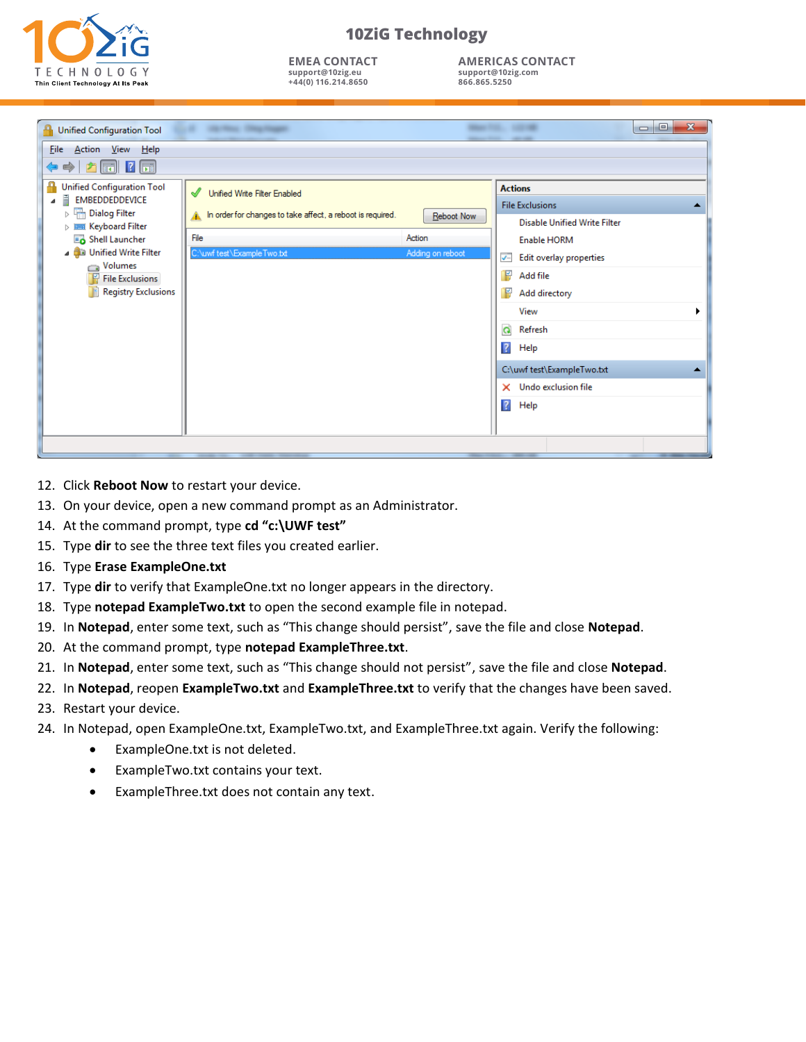12. Click **Reboot Now** to restart your device.
13. On your device, open a new command prompt as an Administrator.
14. At the command prompt, type **cd "c:\UWF test"**
15. Type **dir** to see the three text files you created earlier.
16. Type **Erase ExampleOne.txt**
17. Type **dir** to verify that ExampleOne.txt no longer appears in the directory.
18. Type **notepad ExampleTwo.txt** to open the second example file in notepad.
19. In **Notepad**, enter some text, such as "This change should persist", save the file and close **Notepad**.
20. At the command prompt, type **notepad ExampleThree.txt**.
21. In **Notepad**, enter some text, such as "This change should not persist", save the file and close **Notepad**.
22. In **Notepad**, reopen **ExampleTwo.txt** and **ExampleThree.txt** to verify that the changes have been saved.
23. Restart your device.
24. In Notepad, open ExampleOne.txt, ExampleTwo.txt, and ExampleThree.txt again. Verify the following:
    - ExampleOne.txt is not deleted.
    - ExampleTwo.txt contains your text.
    - ExampleThree.txt does not contain any text.